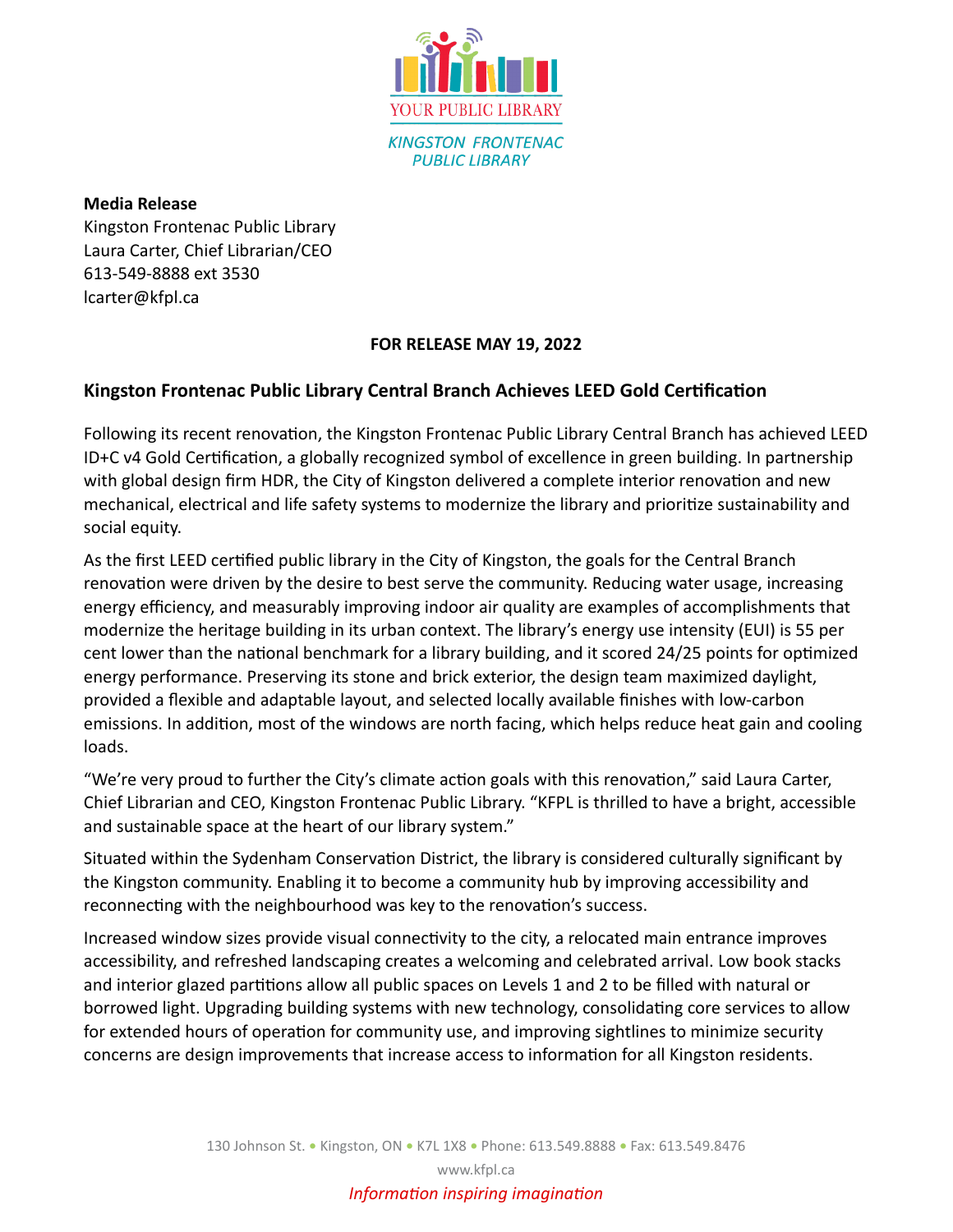YOUR PUBLIC LIBRARY

KINGSTON FRONTENAC PUBLIC LIBRARY

**Media Release**
Kingston Frontenac Public Library
Laura Carter, Chief Librarian/CEO
613-549-8888 ext 3530
lcarter@kfpl.ca

**FOR RELEASE MAY 19, 2022**

## Kingston Frontenac Public Library Central Branch Achieves LEED Gold Certification

Following its recent renovation, the Kingston Frontenac Public Library Central Branch has achieved LEED ID+C v4 Gold Certification, a globally recognized symbol of excellence in green building. In partnership with global design firm HDR, the City of Kingston delivered a complete interior renovation and new mechanical, electrical and life safety systems to modernize the library and prioritize sustainability and social equity.

As the first LEED certified public library in the City of Kingston, the goals for the Central Branch renovation were driven by the desire to best serve the community. Reducing water usage, increasing energy efficiency, and measurably improving indoor air quality are examples of accomplishments that modernize the heritage building in its urban context. The library's energy use intensity (EUI) is 55 per cent lower than the national benchmark for a library building, and it scored 24/25 points for optimized energy performance. Preserving its stone and brick exterior, the design team maximized daylight, provided a flexible and adaptable layout, and selected locally available finishes with low-carbon emissions. In addition, most of the windows are north facing, which helps reduce heat gain and cooling loads.

"We're very proud to further the City's climate action goals with this renovation," said Laura Carter, Chief Librarian and CEO, Kingston Frontenac Public Library. "KFPL is thrilled to have a bright, accessible and sustainable space at the heart of our library system."

Situated within the Sydenham Conservation District, the library is considered culturally significant by the Kingston community. Enabling it to become a community hub by improving accessibility and reconnecting with the neighbourhood was key to the renovation's success.

Increased window sizes provide visual connectivity to the city, a relocated main entrance improves accessibility, and refreshed landscaping creates a welcoming and celebrated arrival. Low book stacks and interior glazed partitions allow all public spaces on Levels 1 and 2 to be filled with natural or borrowed light. Upgrading building systems with new technology, consolidating core services to allow for extended hours of operation for community use, and improving sightlines to minimize security concerns are design improvements that increase access to information for all Kingston residents.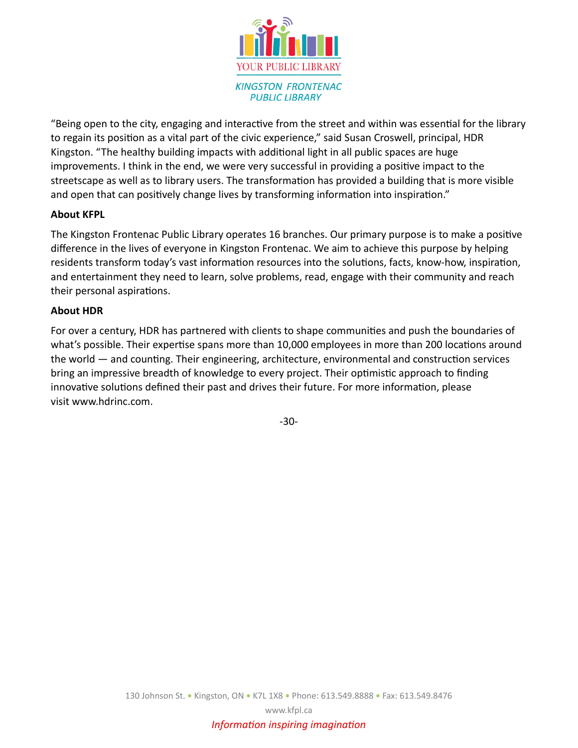"Being open to the city, engaging and interactive from the street and within was essential for the library to regain its position as a vital part of the civic experience," said Susan Croswell, principal, HDR Kingston. "The healthy building impacts with additional light in all public spaces are huge improvements. I think in the end, we were very successful in providing a positive impact to the streetscape as well as to library users. The transformation has provided a building that is more visible and open that can positively change lives by transforming information into inspiration."

**About KFPL**

The Kingston Frontenac Public Library operates 16 branches. Our primary purpose is to make a positive difference in the lives of everyone in Kingston Frontenac. We aim to achieve this purpose by helping residents transform today's vast information resources into the solutions, facts, know-how, inspiration, and entertainment they need to learn, solve problems, read, engage with their community and reach their personal aspirations.

**About HDR**

For over a century, HDR has partnered with clients to shape communities and push the boundaries of what's possible. Their expertise spans more than 10,000 employees in more than 200 locations around the world — and counting. Their engineering, architecture, environmental and construction services bring an impressive breadth of knowledge to every project. Their optimistic approach to finding innovative solutions defined their past and drives their future. For more information, please visit www.hdrinc.com.

-30-